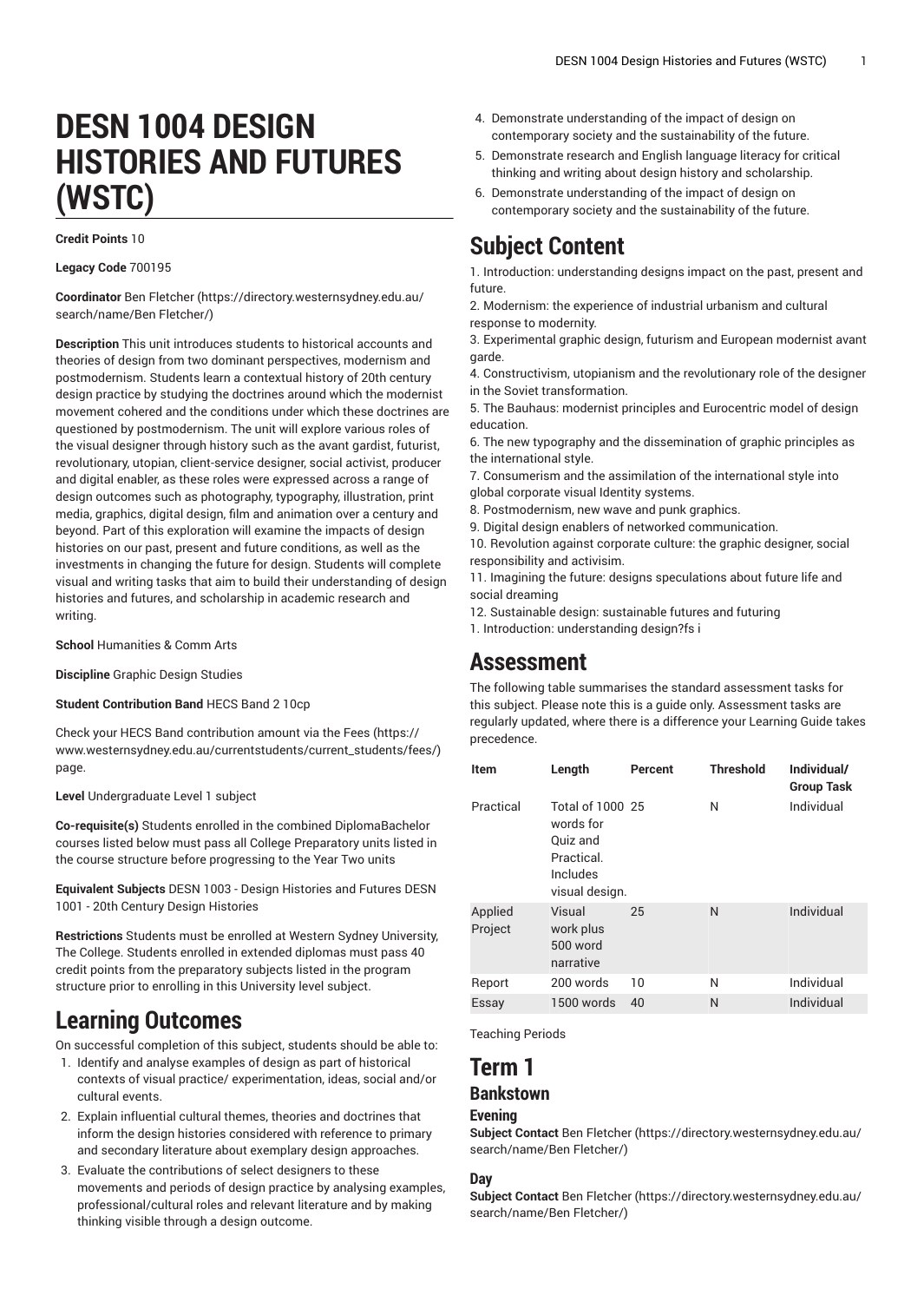# DESN 1004 DESIGN HISTORIES AND FUTURES (WSTC)

**Credit Points** 10

**Legacy Code** 700195

**Coordinator** Ben Fletcher (https://directory.westernsydney.edu.au/search/name/Ben Fletcher/)

**Description** This unit introduces students to historical accounts and theories of design from two dominant perspectives, modernism and postmodernism. Students learn a contextual history of 20th century design practice by studying the doctrines around which the modernist movement cohered and the conditions under which these doctrines are questioned by postmodernism. The unit will explore various roles of the visual designer through history such as the avant gardist, futurist, revolutionary, utopian, client-service designer, social activist, producer and digital enabler, as these roles were expressed across a range of design outcomes such as photography, typography, illustration, print media, graphics, digital design, film and animation over a century and beyond. Part of this exploration will examine the impacts of design histories on our past, present and future conditions, as well as the investments in changing the future for design. Students will complete visual and writing tasks that aim to build their understanding of design histories and futures, and scholarship in academic research and writing.

**School** Humanities & Comm Arts

**Discipline** Graphic Design Studies

**Student Contribution Band** HECS Band 2 10cp

Check your HECS Band contribution amount via the Fees (https://www.westernsydney.edu.au/currentstudents/current_students/fees/) page.

**Level** Undergraduate Level 1 subject

**Co-requisite(s)** Students enrolled in the combined DiplomaBachelor courses listed below must pass all College Preparatory units listed in the course structure before progressing to the Year Two units

**Equivalent Subjects** DESN 1003 - Design Histories and Futures DESN 1001 - 20th Century Design Histories

**Restrictions** Students must be enrolled at Western Sydney University, The College. Students enrolled in extended diplomas must pass 40 credit points from the preparatory subjects listed in the program structure prior to enrolling in this University level subject.

## Learning Outcomes

On successful completion of this subject, students should be able to:

1. Identify and analyse examples of design as part of historical contexts of visual practice/ experimentation, ideas, social and/or cultural events.
2. Explain influential cultural themes, theories and doctrines that inform the design histories considered with reference to primary and secondary literature about exemplary design approaches.
3. Evaluate the contributions of select designers to these movements and periods of design practice by analysing examples, professional/cultural roles and relevant literature and by making thinking visible through a design outcome.
4. Demonstrate understanding of the impact of design on contemporary society and the sustainability of the future.
5. Demonstrate research and English language literacy for critical thinking and writing about design history and scholarship.
6. Demonstrate understanding of the impact of design on contemporary society and the sustainability of the future.

## Subject Content

1. Introduction: understanding designs impact on the past, present and future.
2. Modernism: the experience of industrial urbanism and cultural response to modernity.
3. Experimental graphic design, futurism and European modernist avant garde.
4. Constructivism, utopianism and the revolutionary role of the designer in the Soviet transformation.
5. The Bauhaus: modernist principles and Eurocentric model of design education.
6. The new typography and the dissemination of graphic principles as the international style.
7. Consumerism and the assimilation of the international style into global corporate visual Identity systems.
8. Postmodernism, new wave and punk graphics.
9. Digital design enablers of networked communication.
10. Revolution against corporate culture: the graphic designer, social responsibility and activisim.
11. Imagining the future: designs speculations about future life and social dreaming
12. Sustainable design: sustainable futures and futuring
1. Introduction: understanding design?fs i

## Assessment

The following table summarises the standard assessment tasks for this subject. Please note this is a guide only. Assessment tasks are regularly updated, where there is a difference your Learning Guide takes precedence.

| Item | Length | Percent | Threshold | Individual/ Group Task |
| --- | --- | --- | --- | --- |
| Practical | Total of 1000 words for Quiz and Practical. Includes visual design. | 25 | N | Individual |
| Applied Project | Visual work plus 500 word narrative | 25 | N | Individual |
| Report | 200 words | 10 | N | Individual |
| Essay | 1500 words | 40 | N | Individual |

Teaching Periods

# Term 1

## Bankstown

### Evening

**Subject Contact** Ben Fletcher (https://directory.westernsydney.edu.au/search/name/Ben Fletcher/)

### Day

**Subject Contact** Ben Fletcher (https://directory.westernsydney.edu.au/search/name/Ben Fletcher/)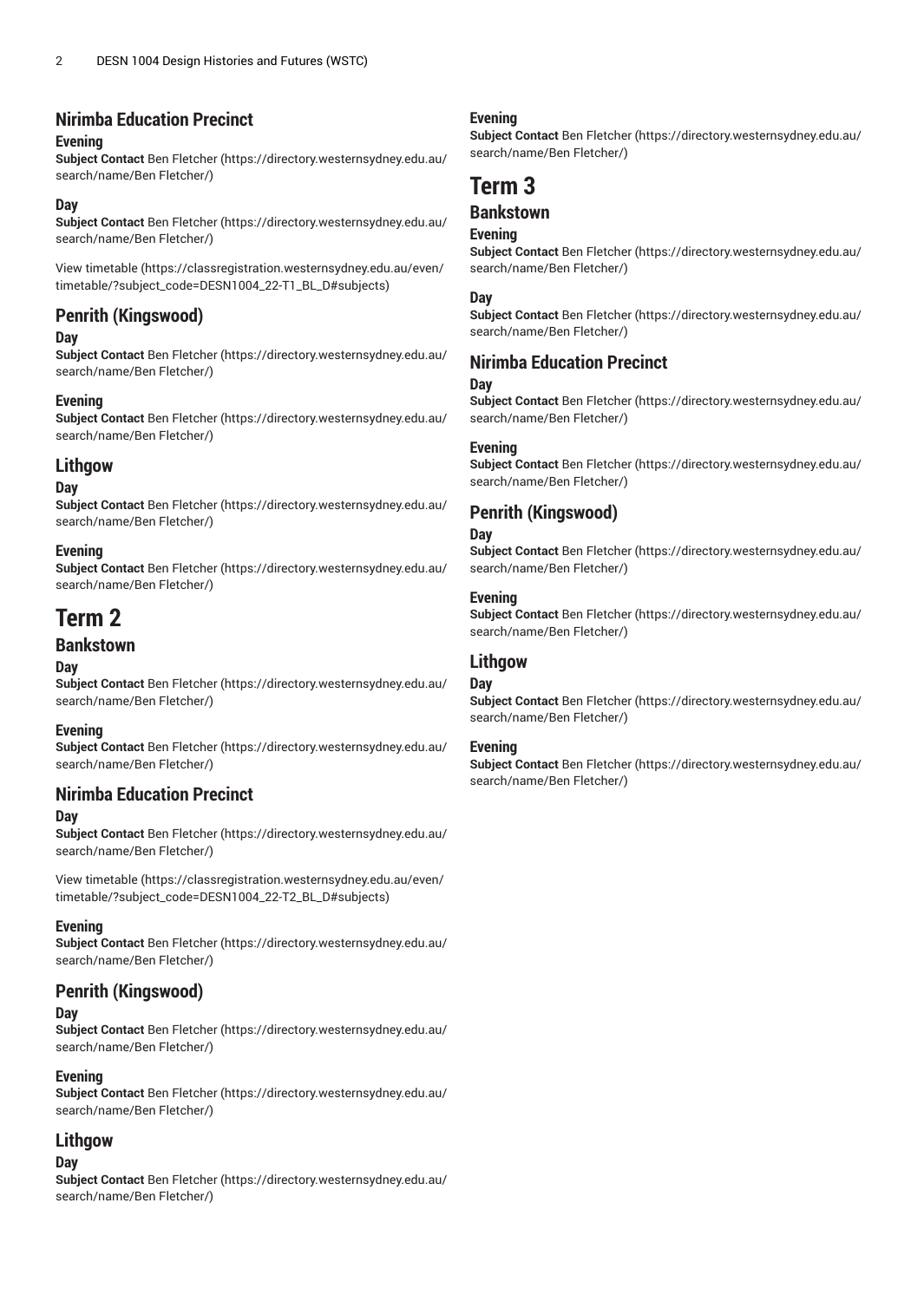## Nirimba Education Precinct

### Evening

**Subject Contact** Ben Fletcher (https://directory.westernsydney.edu.au/search/name/Ben Fletcher/)

### Day

**Subject Contact** Ben Fletcher (https://directory.westernsydney.edu.au/search/name/Ben Fletcher/)

View timetable (https://classregistration.westernsydney.edu.au/even/timetable/?subject_code=DESN1004_22-T1_BL_D#subjects)

## Penrith (Kingswood)

### Day

**Subject Contact** Ben Fletcher (https://directory.westernsydney.edu.au/search/name/Ben Fletcher/)

### Evening

**Subject Contact** Ben Fletcher (https://directory.westernsydney.edu.au/search/name/Ben Fletcher/)

## Lithgow

### Day

**Subject Contact** Ben Fletcher (https://directory.westernsydney.edu.au/search/name/Ben Fletcher/)

### Evening

**Subject Contact** Ben Fletcher (https://directory.westernsydney.edu.au/search/name/Ben Fletcher/)

# Term 2

## Bankstown

### Day

**Subject Contact** Ben Fletcher (https://directory.westernsydney.edu.au/search/name/Ben Fletcher/)

### Evening

**Subject Contact** Ben Fletcher (https://directory.westernsydney.edu.au/search/name/Ben Fletcher/)

## Nirimba Education Precinct

### Day

**Subject Contact** Ben Fletcher (https://directory.westernsydney.edu.au/search/name/Ben Fletcher/)

View timetable (https://classregistration.westernsydney.edu.au/even/timetable/?subject_code=DESN1004_22-T2_BL_D#subjects)

### Evening

**Subject Contact** Ben Fletcher (https://directory.westernsydney.edu.au/search/name/Ben Fletcher/)

## Penrith (Kingswood)

### Day

**Subject Contact** Ben Fletcher (https://directory.westernsydney.edu.au/search/name/Ben Fletcher/)

### Evening

**Subject Contact** Ben Fletcher (https://directory.westernsydney.edu.au/search/name/Ben Fletcher/)

## Lithgow

### Day

**Subject Contact** Ben Fletcher (https://directory.westernsydney.edu.au/search/name/Ben Fletcher/)

### Evening

**Subject Contact** Ben Fletcher (https://directory.westernsydney.edu.au/search/name/Ben Fletcher/)

# Term 3

## Bankstown

### Evening

**Subject Contact** Ben Fletcher (https://directory.westernsydney.edu.au/search/name/Ben Fletcher/)

### Day

**Subject Contact** Ben Fletcher (https://directory.westernsydney.edu.au/search/name/Ben Fletcher/)

## Nirimba Education Precinct

### Day

**Subject Contact** Ben Fletcher (https://directory.westernsydney.edu.au/search/name/Ben Fletcher/)

### Evening

**Subject Contact** Ben Fletcher (https://directory.westernsydney.edu.au/search/name/Ben Fletcher/)

## Penrith (Kingswood)

### Day

**Subject Contact** Ben Fletcher (https://directory.westernsydney.edu.au/search/name/Ben Fletcher/)

### Evening

**Subject Contact** Ben Fletcher (https://directory.westernsydney.edu.au/search/name/Ben Fletcher/)

## Lithgow

### Day

**Subject Contact** Ben Fletcher (https://directory.westernsydney.edu.au/search/name/Ben Fletcher/)

### Evening

**Subject Contact** Ben Fletcher (https://directory.westernsydney.edu.au/search/name/Ben Fletcher/)